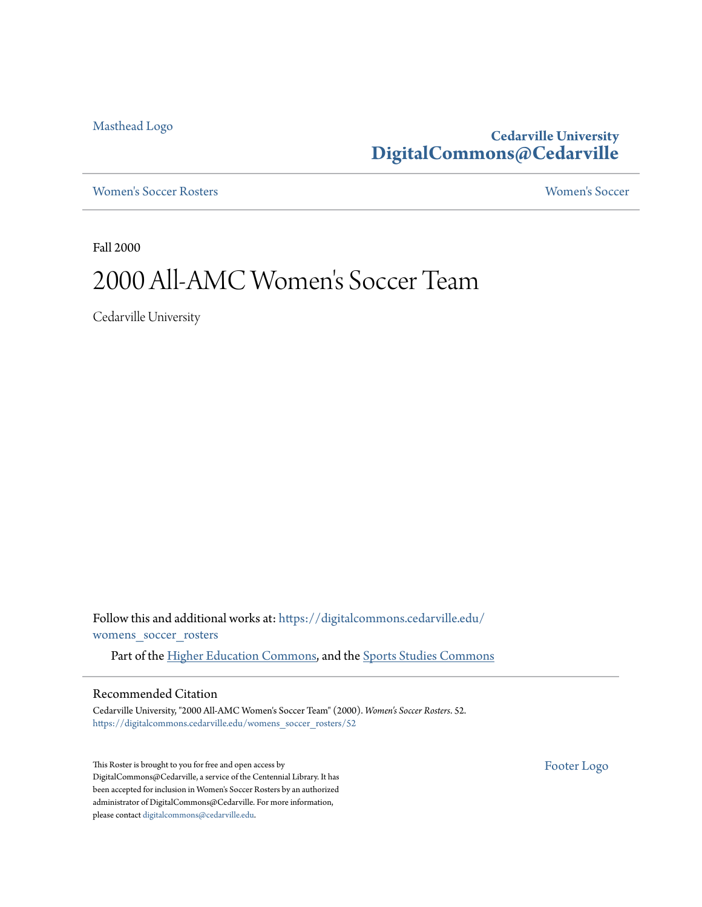Masthead Logo

**Cedarville University**
**DigitalCommons@Cedarville**

Women's Soccer Rosters | Women's Soccer

Fall 2000

# 2000 All-AMC Women's Soccer Team

Cedarville University

Follow this and additional works at: https://digitalcommons.cedarville.edu/womens_soccer_rosters

Part of the Higher Education Commons, and the Sports Studies Commons

## Recommended Citation

Cedarville University, "2000 All-AMC Women's Soccer Team" (2000). *Women's Soccer Rosters*. 52.
https://digitalcommons.cedarville.edu/womens_soccer_rosters/52

This Roster is brought to you for free and open access by DigitalCommons@Cedarville, a service of the Centennial Library. It has been accepted for inclusion in Women's Soccer Rosters by an authorized administrator of DigitalCommons@Cedarville. For more information, please contact digitalcommons@cedarville.edu.

Footer Logo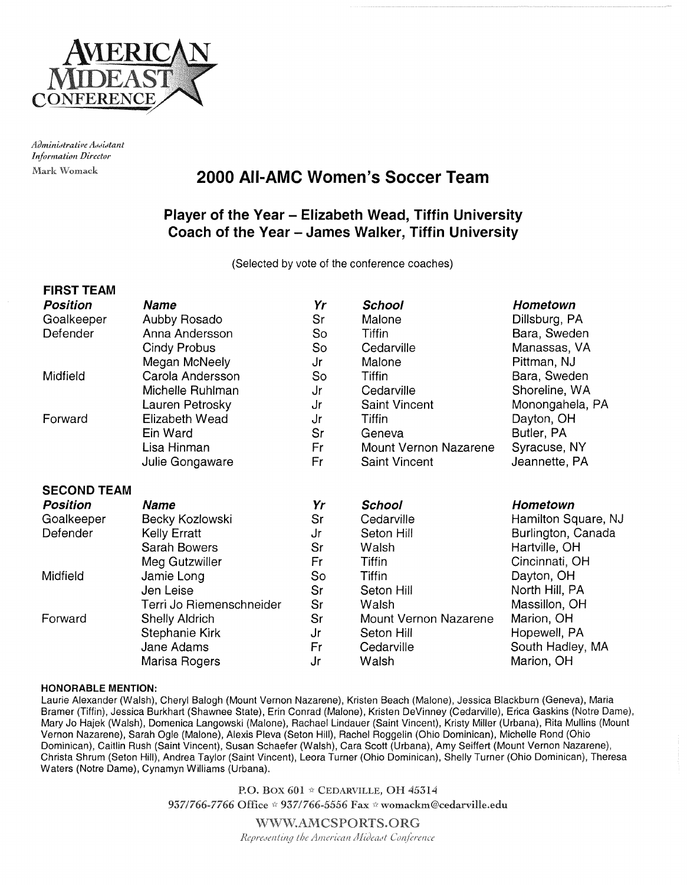AMERICAN MIDEAST CONFERENCE

*Administrative Assistant*
*Information Director*
Mark Womack

# 2000 All-AMC Women's Soccer Team

## Player of the Year – Elizabeth Wead, Tiffin University
## Coach of the Year – James Walker, Tiffin University

(Selected by vote of the conference coaches)

**FIRST TEAM**

| *Position* | *Name* | *Yr* | *School* | *Hometown* |
|---|---|---|---|---|
| Goalkeeper | Aubby Rosado | Sr | Malone | Dillsburg, PA |
| Defender | Anna Andersson | So | Tiffin | Bara, Sweden |
| | Cindy Probus | So | Cedarville | Manassas, VA |
| | Megan McNeely | Jr | Malone | Pittman, NJ |
| Midfield | Carola Andersson | So | Tiffin | Bara, Sweden |
| | Michelle Ruhlman | Jr | Cedarville | Shoreline, WA |
| | Lauren Petrosky | Jr | Saint Vincent | Monongahela, PA |
| Forward | Elizabeth Wead | Jr | Tiffin | Dayton, OH |
| | Ein Ward | Sr | Geneva | Butler, PA |
| | Lisa Hinman | Fr | Mount Vernon Nazarene | Syracuse, NY |
| | Julie Gongaware | Fr | Saint Vincent | Jeannette, PA |

**SECOND TEAM**

| *Position* | *Name* | *Yr* | *School* | *Hometown* |
|---|---|---|---|---|
| Goalkeeper | Becky Kozlowski | Sr | Cedarville | Hamilton Square, NJ |
| Defender | Kelly Erratt | Jr | Seton Hill | Burlington, Canada |
| | Sarah Bowers | Sr | Walsh | Hartville, OH |
| | Meg Gutzwiller | Fr | Tiffin | Cincinnati, OH |
| Midfield | Jamie Long | So | Tiffin | Dayton, OH |
| | Jen Leise | Sr | Seton Hill | North Hill, PA |
| | Terri Jo Riemenschneider | Sr | Walsh | Massillon, OH |
| Forward | Shelly Aldrich | Sr | Mount Vernon Nazarene | Marion, OH |
| | Stephanie Kirk | Jr | Seton Hill | Hopewell, PA |
| | Jane Adams | Fr | Cedarville | South Hadley, MA |
| | Marisa Rogers | Jr | Walsh | Marion, OH |

**HONORABLE MENTION:**
Laurie Alexander (Walsh), Cheryl Balogh (Mount Vernon Nazarene), Kristen Beach (Malone), Jessica Blackburn (Geneva), Maria Bramer (Tiffin), Jessica Burkhart (Shawnee State), Erin Conrad (Malone), Kristen DeVinney (Cedarville), Erica Gaskins (Notre Dame), Mary Jo Hajek (Walsh), Domenica Langowski (Malone), Rachael Lindauer (Saint Vincent), Kristy Miller (Urbana), Rita Mullins (Mount Vernon Nazarene), Sarah Ogle (Malone), Alexis Pleva (Seton Hill), Rachel Roggelin (Ohio Dominican), Michelle Rond (Ohio Dominican), Caitlin Rush (Saint Vincent), Susan Schaefer (Walsh), Cara Scott (Urbana), Amy Seiffert (Mount Vernon Nazarene), Christa Shrum (Seton Hill), Andrea Taylor (Saint Vincent), Leora Turner (Ohio Dominican), Shelly Turner (Ohio Dominican), Theresa Waters (Notre Dame), Cynamyn Williams (Urbana).

P.O. Box 601 ☆ Cedarville, OH 45314
937/766-7766 Office ☆ 937/766-5556 Fax ☆ womackm@cedarville.edu

WWW.AMCSPORTS.ORG
*Representing the American Mideast Conference*